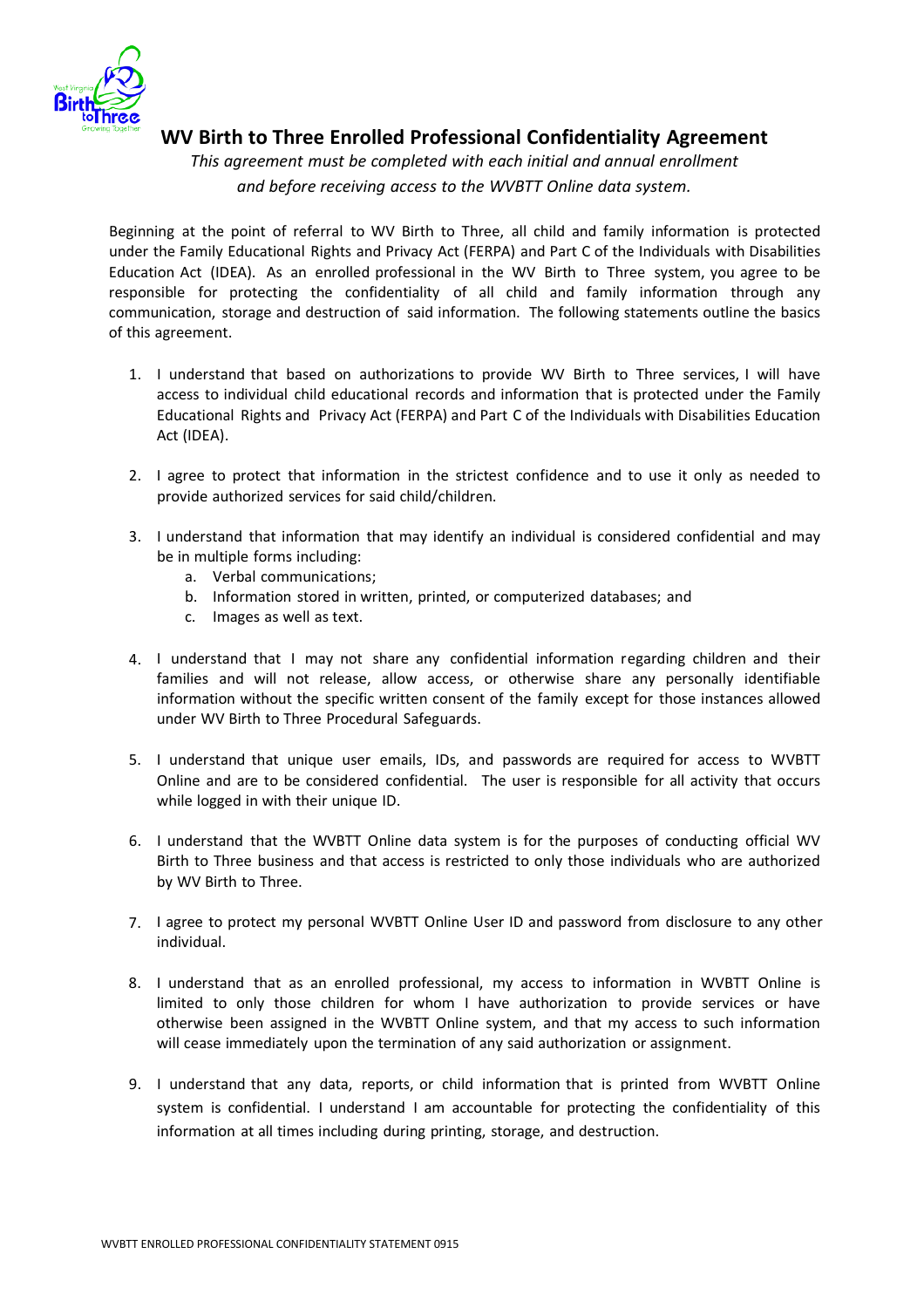# WV Birth to Three Enrolled Professional Confidentiality Agreement

*This agreement must be completed with each initial and annual enrollment and before receiving access to the WVBTT Online data system.*

Beginning at the point of referral to WV Birth to Three, all child and family information is protected under the Family Educational Rights and Privacy Act (FERPA) and Part C of the Individuals with Disabilities Education Act (IDEA). As an enrolled professional in the WV Birth to Three system, you agree to be responsible for protecting the confidentiality of all child and family information through any communication, storage and destruction of said information. The following statements outline the basics of this agreement.

1. I understand that based on authorizations to provide WV Birth to Three services, I will have access to individual child educational records and information that is protected under the Family Educational Rights and Privacy Act (FERPA) and Part C of the Individuals with Disabilities Education Act (IDEA).

2. I agree to protect that information in the strictest confidence and to use it only as needed to provide authorized services for said child/children.

3. I understand that information that may identify an individual is considered confidential and may be in multiple forms including:
   a. Verbal communications;
   b. Information stored in written, printed, or computerized databases; and
   c. Images as well as text.

4. I understand that I may not share any confidential information regarding children and their families and will not release, allow access, or otherwise share any personally identifiable information without the specific written consent of the family except for those instances allowed under WV Birth to Three Procedural Safeguards.

5. I understand that unique user emails, IDs, and passwords are required for access to WVBTT Online and are to be considered confidential. The user is responsible for all activity that occurs while logged in with their unique ID.

6. I understand that the WVBTT Online data system is for the purposes of conducting official WV Birth to Three business and that access is restricted to only those individuals who are authorized by WV Birth to Three.

7. I agree to protect my personal WVBTT Online User ID and password from disclosure to any other individual.

8. I understand that as an enrolled professional, my access to information in WVBTT Online is limited to only those children for whom I have authorization to provide services or have otherwise been assigned in the WVBTT Online system, and that my access to such information will cease immediately upon the termination of any said authorization or assignment.

9. I understand that any data, reports, or child information that is printed from WVBTT Online system is confidential. I understand I am accountable for protecting the confidentiality of this information at all times including during printing, storage, and destruction.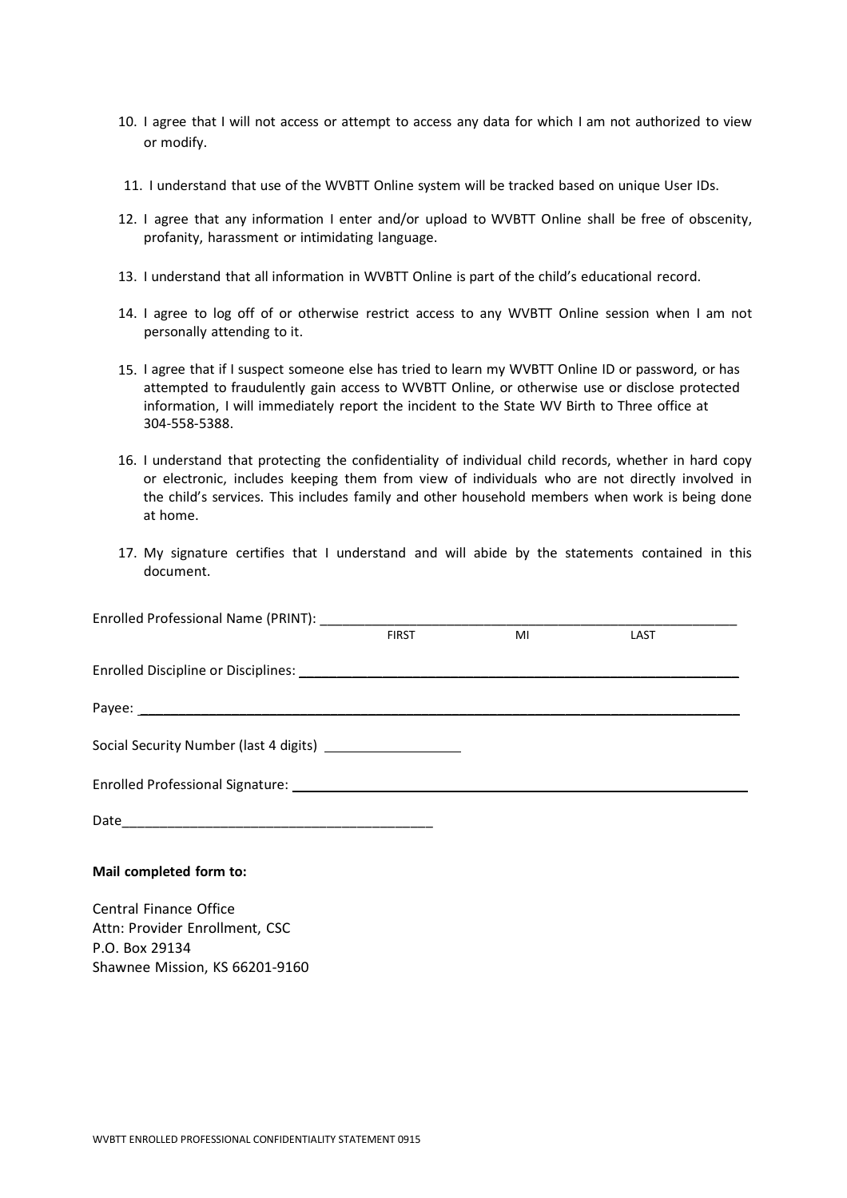10. I agree that I will not access or attempt to access any data for which I am not authorized to view or modify.

11. I understand that use of the WVBTT Online system will be tracked based on unique User IDs.

12. I agree that any information I enter and/or upload to WVBTT Online shall be free of obscenity, profanity, harassment or intimidating language.

13. I understand that all information in WVBTT Online is part of the child's educational record.

14. I agree to log off of or otherwise restrict access to any WVBTT Online session when I am not personally attending to it.

15. I agree that if I suspect someone else has tried to learn my WVBTT Online ID or password, or has attempted to fraudulently gain access to WVBTT Online, or otherwise use or disclose protected information, I will immediately report the incident to the State WV Birth to Three office at 304-558-5388.

16. I understand that protecting the confidentiality of individual child records, whether in hard copy or electronic, includes keeping them from view of individuals who are not directly involved in the child's services. This includes family and other household members when work is being done at home.

17. My signature certifies that I understand and will abide by the statements contained in this document.

Enrolled Professional Name (PRINT): ________________________________________________
FIRST MI LAST

Enrolled Discipline or Disciplines: ________________________________________________

Payee: ________________________________________________

Social Security Number (last 4 digits) ______________

Enrolled Professional Signature: ________________________________________________

Date________________________________

**Mail completed form to:**

Central Finance Office
Attn: Provider Enrollment, CSC
P.O. Box 29134
Shawnee Mission, KS 66201-9160

WVBTT ENROLLED PROFESSIONAL CONFIDENTIALITY STATEMENT 0915